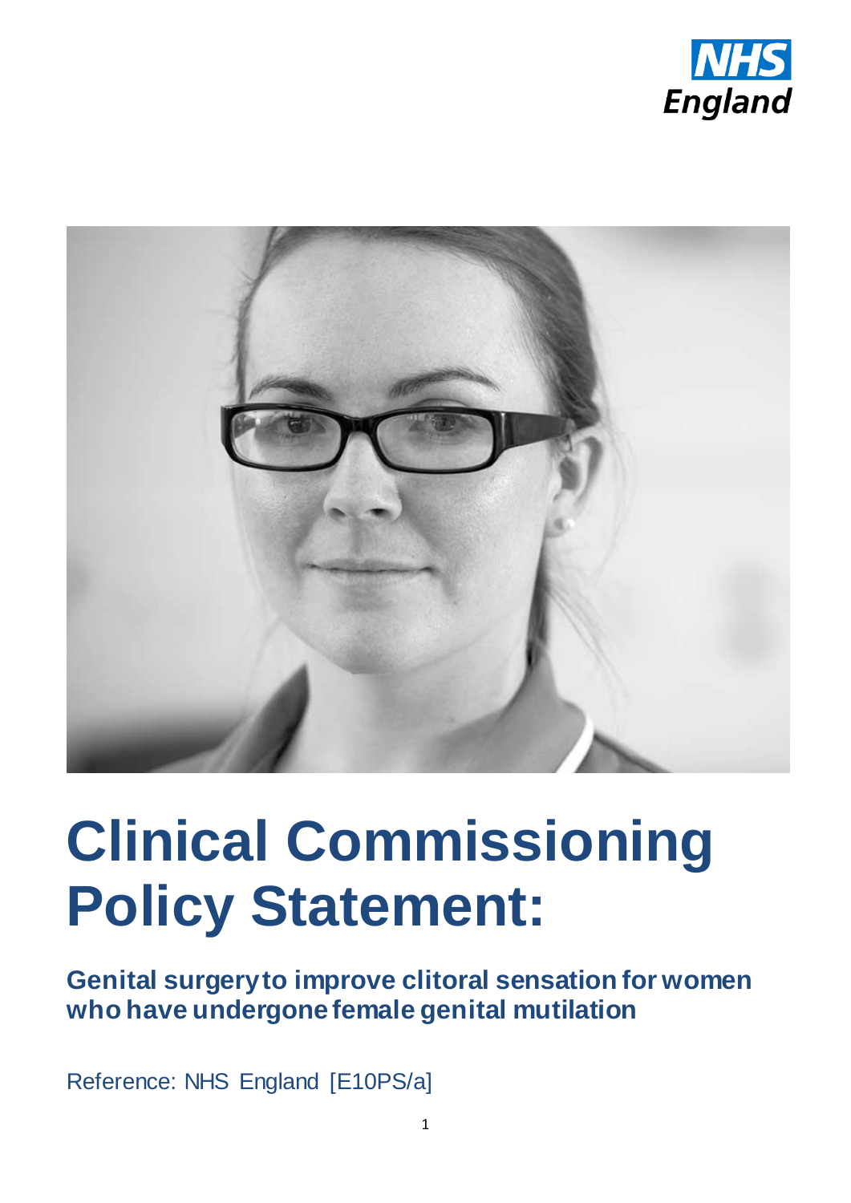NHS England

# Clinical Commissioning Policy Statement:

## Genital surgery to improve clitoral sensation for women who have undergone female genital mutilation

Reference: NHS England [E10PS/a]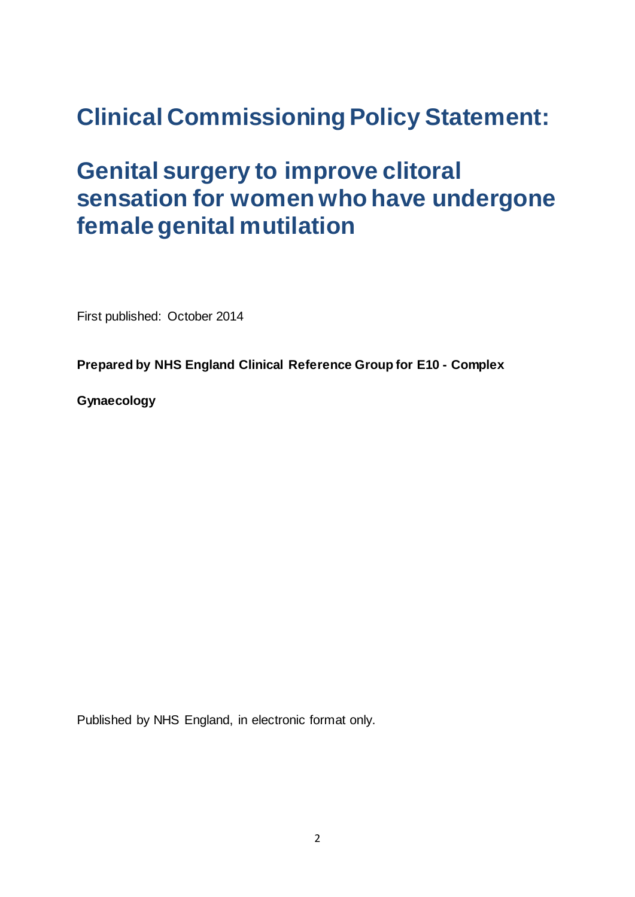# Clinical Commissioning Policy Statement:

# Genital surgery to improve clitoral sensation for women who have undergone female genital mutilation

First published: October 2014

**Prepared by NHS England Clinical Reference Group for E10 - Complex Gynaecology**

Published by NHS England, in electronic format only.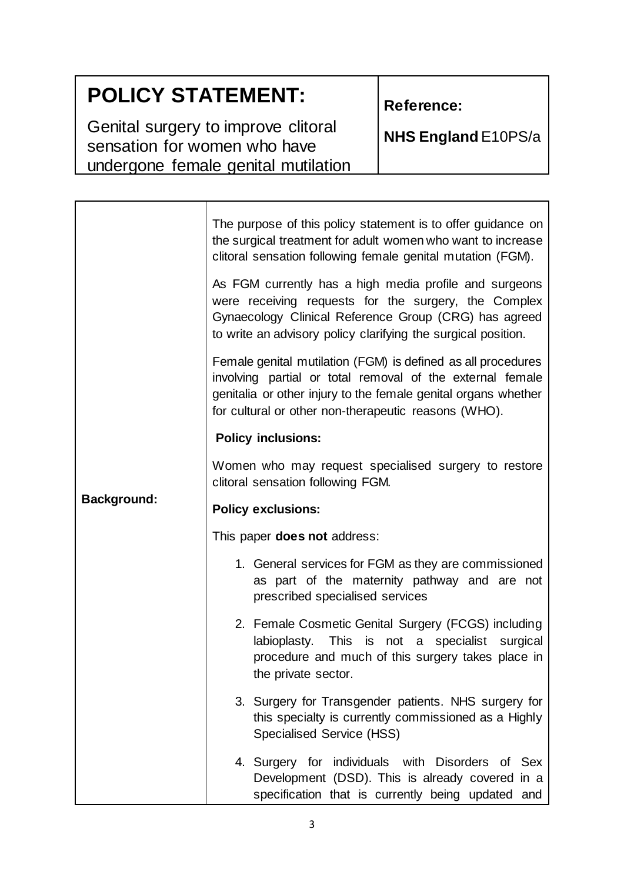| **POLICY STATEMENT:** Genital surgery to improve clitoral sensation for women who have undergone female genital mutilation | **Reference:** **NHS England** E10PS/a |
|---|---|

| | |
|---|---|
| **Background:** | The purpose of this policy statement is to offer guidance on the surgical treatment for adult women who want to increase clitoral sensation following female genital mutation (FGM).<br><br>As FGM currently has a high media profile and surgeons were receiving requests for the surgery, the Complex Gynaecology Clinical Reference Group (CRG) has agreed to write an advisory policy clarifying the surgical position.<br><br>Female genital mutilation (FGM) is defined as all procedures involving partial or total removal of the external female genitalia or other injury to the female genital organs whether for cultural or other non-therapeutic reasons (WHO).<br><br>**Policy inclusions:**<br><br>Women who may request specialised surgery to restore clitoral sensation following FGM.<br><br>**Policy exclusions:**<br><br>This paper **does not** address:<br><br>1. General services for FGM as they are commissioned as part of the maternity pathway and are not prescribed specialised services<br>2. Female Cosmetic Genital Surgery (FCGS) including labioplasty. This is not a specialist surgical procedure and much of this surgery takes place in the private sector.<br>3. Surgery for Transgender patients. NHS surgery for this specialty is currently commissioned as a Highly Specialised Service (HSS)<br>4. Surgery for individuals with Disorders of Sex Development (DSD). This is already covered in a specification that is currently being updated and |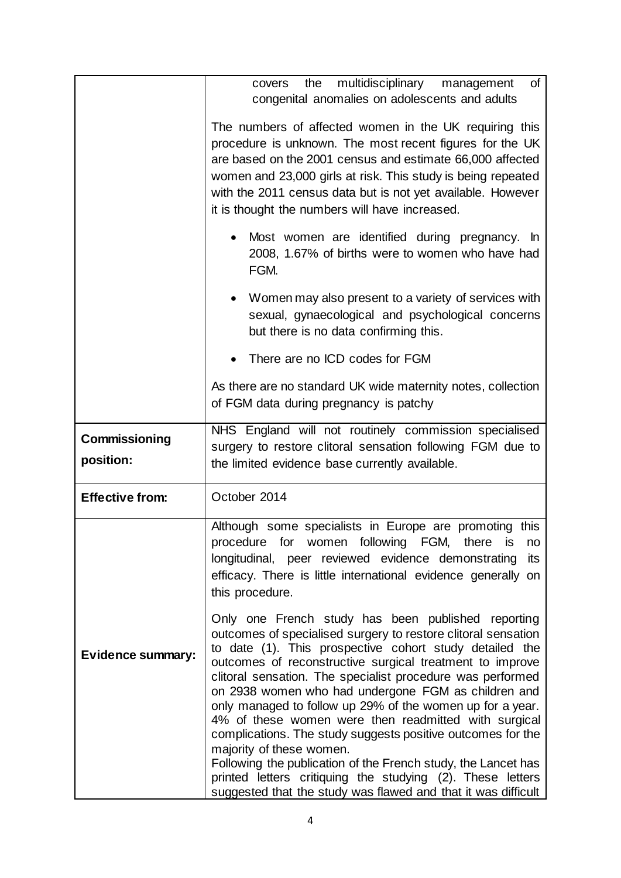| | |
|---|---|
| | covers the multidisciplinary management of congenital anomalies on adolescents and adults<br><br>The numbers of affected women in the UK requiring this procedure is unknown. The most recent figures for the UK are based on the 2001 census and estimate 66,000 affected women and 23,000 girls at risk. This study is being repeated with the 2011 census data but is not yet available. However it is thought the numbers will have increased.<br><br>• Most women are identified during pregnancy. In 2008, 1.67% of births were to women who have had FGM.<br><br>• Women may also present to a variety of services with sexual, gynaecological and psychological concerns but there is no data confirming this.<br><br>• There are no ICD codes for FGM<br><br>As there are no standard UK wide maternity notes, collection of FGM data during pregnancy is patchy |
| **Commissioning position:** | NHS England will not routinely commission specialised surgery to restore clitoral sensation following FGM due to the limited evidence base currently available. |
| **Effective from:** | October 2014 |
| **Evidence summary:** | Although some specialists in Europe are promoting this procedure for women following FGM, there is no longitudinal, peer reviewed evidence demonstrating its efficacy. There is little international evidence generally on this procedure.<br><br>Only one French study has been published reporting outcomes of specialised surgery to restore clitoral sensation to date (1). This prospective cohort study detailed the outcomes of reconstructive surgical treatment to improve clitoral sensation. The specialist procedure was performed on 2938 women who had undergone FGM as children and only managed to follow up 29% of the women up for a year. 4% of these women were then readmitted with surgical complications. The study suggests positive outcomes for the majority of these women.<br>Following the publication of the French study, the Lancet has printed letters critiquing the studying (2). These letters suggested that the study was flawed and that it was difficult |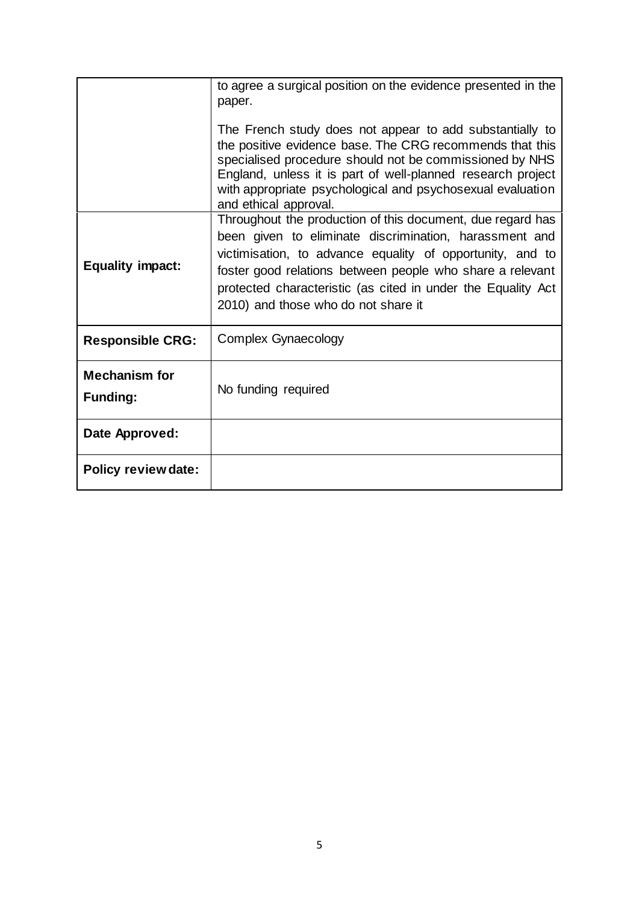|  |  |
|---|---|
|  | to agree a surgical position on the evidence presented in the paper.<br><br>The French study does not appear to add substantially to the positive evidence base. The CRG recommends that this specialised procedure should not be commissioned by NHS England, unless it is part of well-planned research project with appropriate psychological and psychosexual evaluation and ethical approval. |
| **Equality impact:** | Throughout the production of this document, due regard has been given to eliminate discrimination, harassment and victimisation, to advance equality of opportunity, and to foster good relations between people who share a relevant protected characteristic (as cited in under the Equality Act 2010) and those who do not share it |
| **Responsible CRG:** | Complex Gynaecology |
| **Mechanism for Funding:** | No funding required |
| **Date Approved:** |  |
| **Policy review date:** |  |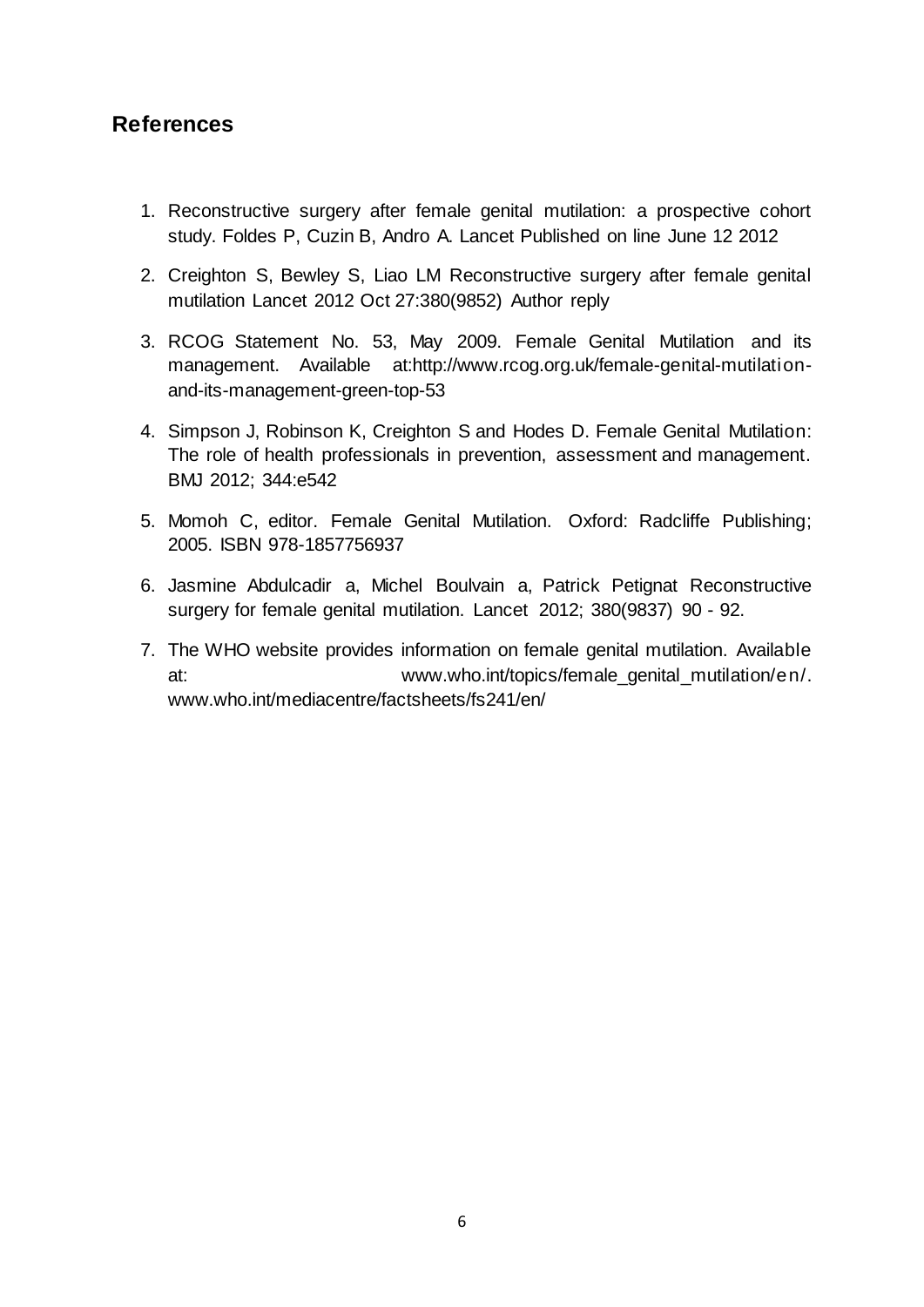## References

1. Reconstructive surgery after female genital mutilation: a prospective cohort study. Foldes P, Cuzin B, Andro A. Lancet Published on line June 12 2012

2. Creighton S, Bewley S, Liao LM Reconstructive surgery after female genital mutilation Lancet 2012 Oct 27:380(9852) Author reply

3. RCOG Statement No. 53, May 2009. Female Genital Mutilation and its management. Available at:http://www.rcog.org.uk/female-genital-mutilation-and-its-management-green-top-53

4. Simpson J, Robinson K, Creighton S and Hodes D. Female Genital Mutilation: The role of health professionals in prevention, assessment and management. BMJ 2012; 344:e542

5. Momoh C, editor. Female Genital Mutilation. Oxford: Radcliffe Publishing; 2005. ISBN 978-1857756937

6. Jasmine Abdulcadir a, Michel Boulvain a, Patrick Petignat Reconstructive surgery for female genital mutilation. Lancet 2012; 380(9837) 90 - 92.

7. The WHO website provides information on female genital mutilation. Available at: www.who.int/topics/female_genital_mutilation/en/. www.who.int/mediacentre/factsheets/fs241/en/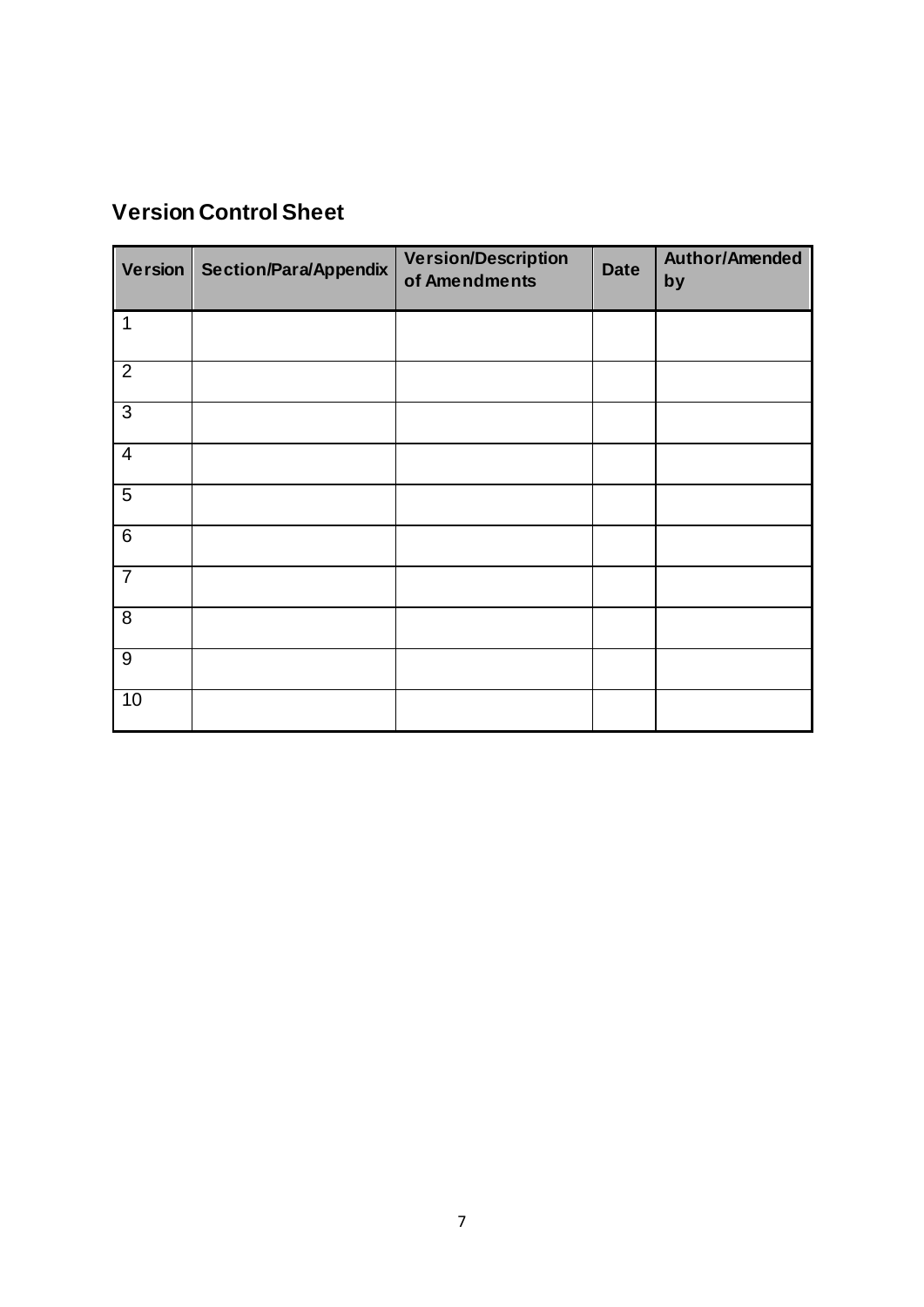## Version Control Sheet

| Version | Section/Para/Appendix | Version/Description of Amendments | Date | Author/Amended by |
|---|---|---|---|---|
| 1 | | | | |
| 2 | | | | |
| 3 | | | | |
| 4 | | | | |
| 5 | | | | |
| 6 | | | | |
| 7 | | | | |
| 8 | | | | |
| 9 | | | | |
| 10 | | | | |